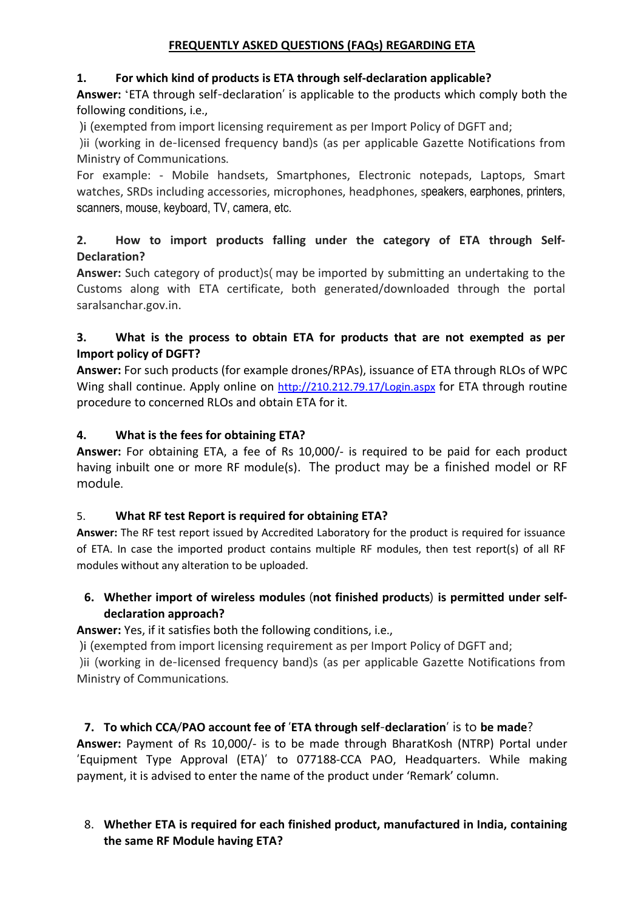# FREQUENTLY ASKED QUESTIONS (FAQs) REGARDING ETA

**1. For which kind of products is ETA through self-declaration applicable?**

**Answer:** 'ETA through self-declaration' is applicable to the products which comply both the following conditions, i.e.,

)i (exempted from import licensing requirement as per Import Policy of DGFT and;

)ii (working in de-licensed frequency band)s (as per applicable Gazette Notifications from Ministry of Communications.

For example: - Mobile handsets, Smartphones, Electronic notepads, Laptops, Smart watches, SRDs including accessories, microphones, headphones, speakers, earphones, printers, scanners, mouse, keyboard, TV, camera, etc.

**2. How to import products falling under the category of ETA through Self-Declaration?**

**Answer:** Such category of product)s( may be imported by submitting an undertaking to the Customs along with ETA certificate, both generated/downloaded through the portal saralsanchar.gov.in.

**3. What is the process to obtain ETA for products that are not exempted as per Import policy of DGFT?**

**Answer:** For such products (for example drones/RPAs), issuance of ETA through RLOs of WPC Wing shall continue. Apply online on http://210.212.79.17/Login.aspx for ETA through routine procedure to concerned RLOs and obtain ETA for it.

**4. What is the fees for obtaining ETA?**

**Answer:** For obtaining ETA, a fee of Rs 10,000/- is required to be paid for each product having inbuilt one or more RF module(s). The product may be a finished model or RF module.

5. **What RF test Report is required for obtaining ETA?**

**Answer:** The RF test report issued by Accredited Laboratory for the product is required for issuance of ETA. In case the imported product contains multiple RF modules, then test report(s) of all RF modules without any alteration to be uploaded.

**6. Whether import of wireless modules (not finished products) is permitted under self-declaration approach?**

**Answer:** Yes, if it satisfies both the following conditions, i.e.,

)i (exempted from import licensing requirement as per Import Policy of DGFT and;

)ii (working in de-licensed frequency band)s (as per applicable Gazette Notifications from Ministry of Communications.

**7. To which CCA/PAO account fee of 'ETA through self-declaration' is to be made?**

**Answer:** Payment of Rs 10,000/- is to be made through BharatKosh (NTRP) Portal under 'Equipment Type Approval (ETA)' to 077188-CCA PAO, Headquarters. While making payment, it is advised to enter the name of the product under 'Remark' column.

8. **Whether ETA is required for each finished product, manufactured in India, containing the same RF Module having ETA?**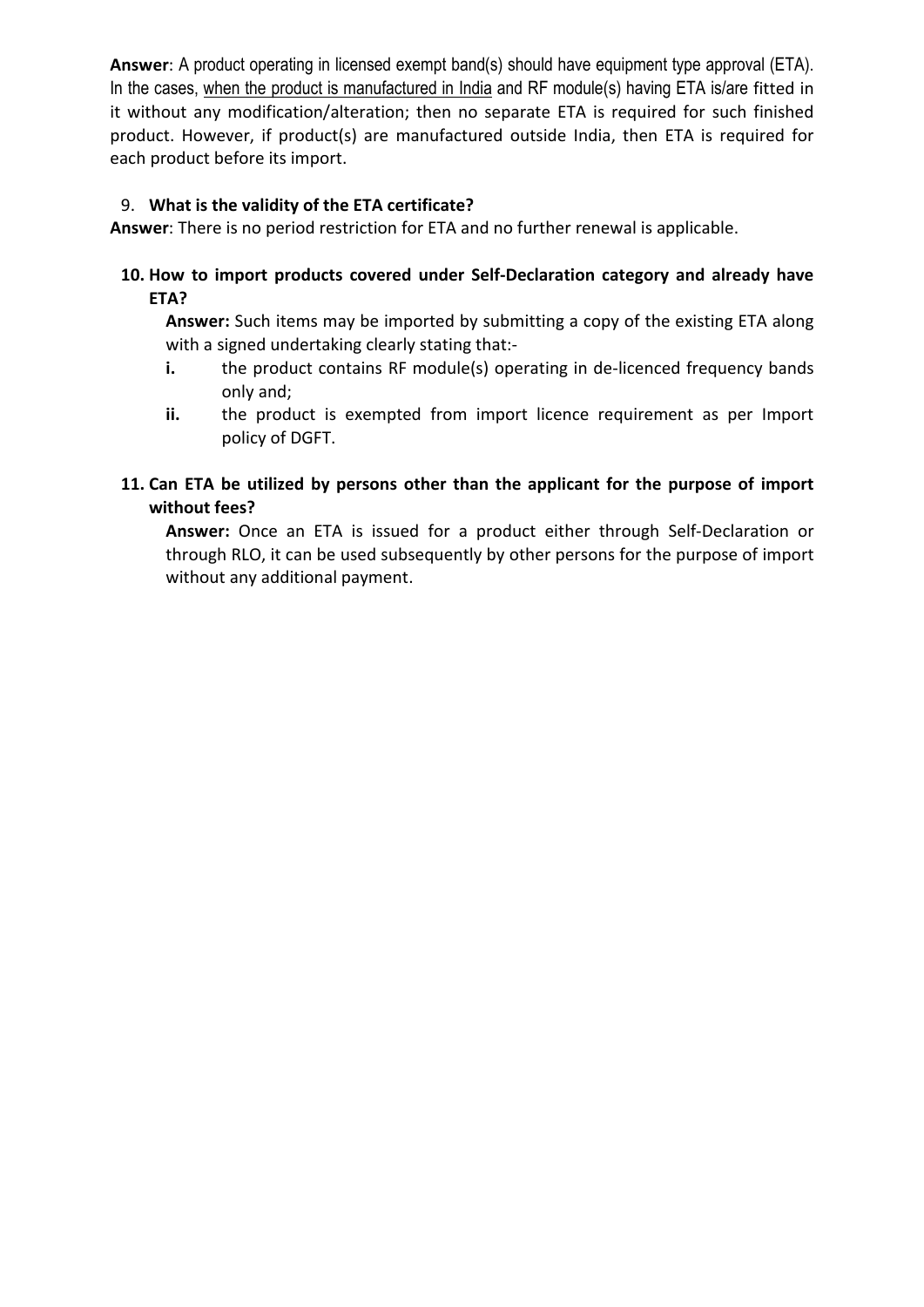**Answer**: A product operating in licensed exempt band(s) should have equipment type approval (ETA). In the cases, <u>when the product is manufactured in India</u> and RF module(s) having ETA is/are fitted in it without any modification/alteration; then no separate ETA is required for such finished product. However, if product(s) are manufactured outside India, then ETA is required for each product before its import.

9. **What is the validity of the ETA certificate?**

**Answer**: There is no period restriction for ETA and no further renewal is applicable.

10. **How to import products covered under Self-Declaration category and already have ETA?**

    **Answer:** Such items may be imported by submitting a copy of the existing ETA along with a signed undertaking clearly stating that:-

    **i.** the product contains RF module(s) operating in de-licenced frequency bands only and;

    **ii.** the product is exempted from import licence requirement as per Import policy of DGFT.

11. **Can ETA be utilized by persons other than the applicant for the purpose of import without fees?**

    **Answer:** Once an ETA is issued for a product either through Self-Declaration or through RLO, it can be used subsequently by other persons for the purpose of import without any additional payment.